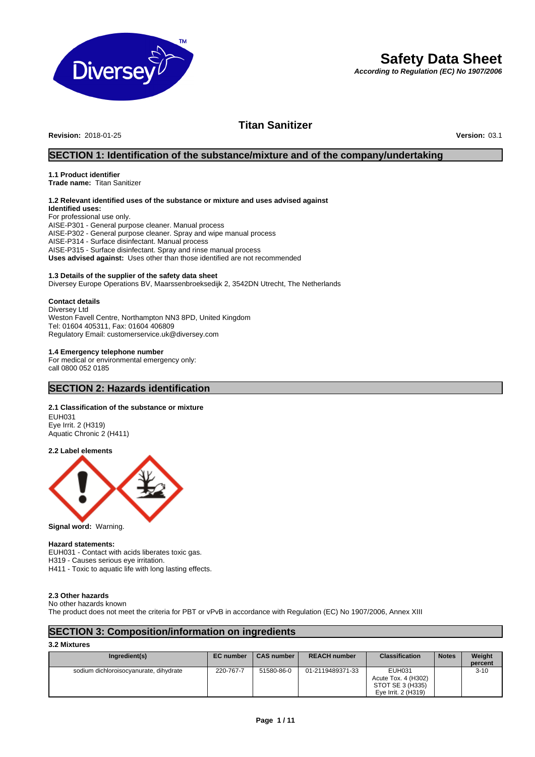# Safety Data Sheet

***According to Regulation (EC) No 1907/2006***

## Titan Sanitizer

**Revision:** 2018-01-25 **Version:** 03.1

## SECTION 1: Identification of the substance/mixture and of the company/undertaking

### 1.1 Product identifier

**Trade name:** Titan Sanitizer

### 1.2 Relevant identified uses of the substance or mixture and uses advised against

**Identified uses:**
For professional use only.
AISE-P301 - General purpose cleaner. Manual process
AISE-P302 - General purpose cleaner. Spray and wipe manual process
AISE-P314 - Surface disinfectant. Manual process
AISE-P315 - Surface disinfectant. Spray and rinse manual process
**Uses advised against:** Uses other than those identified are not recommended

### 1.3 Details of the supplier of the safety data sheet

Diversey Europe Operations BV, Maarssenbroeksedijk 2, 3542DN Utrecht, The Netherlands

**Contact details**
Diversey Ltd
Weston Favell Centre, Northampton NN3 8PD, United Kingdom
Tel: 01604 405311, Fax: 01604 406809
Regulatory Email: customerservice.uk@diversey.com

### 1.4 Emergency telephone number

For medical or environmental emergency only:
call 0800 052 0185

## SECTION 2: Hazards identification

### 2.1 Classification of the substance or mixture

EUH031
Eye Irrit. 2 (H319)
Aquatic Chronic 2 (H411)

### 2.2 Label elements

**Signal word:** Warning.

**Hazard statements:**
EUH031 - Contact with acids liberates toxic gas.
H319 - Causes serious eye irritation.
H411 - Toxic to aquatic life with long lasting effects.

### 2.3 Other hazards

No other hazards known
The product does not meet the criteria for PBT or vPvB in accordance with Regulation (EC) No 1907/2006, Annex XIII

## SECTION 3: Composition/information on ingredients

### 3.2 Mixtures

| Ingredient(s) | EC number | CAS number | REACH number | Classification | Notes | Weight percent |
|---|---|---|---|---|---|---|
| sodium dichloroisocyanurate, dihydrate | 220-767-7 | 51580-86-0 | 01-2119489371-33 | EUH031<br>Acute Tox. 4 (H302)<br>STOT SE 3 (H335)<br>Eye Irrit. 2 (H319) | | 3-10 |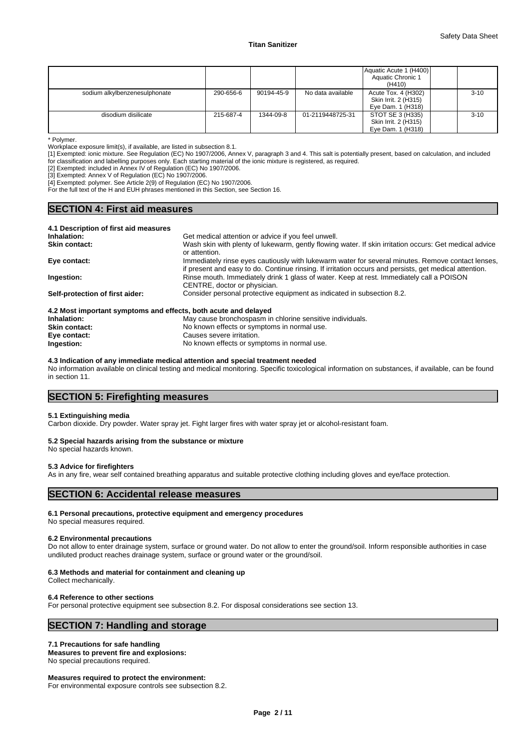| | | | | | | |
|---|---|---|---|---|---|---|
| | | | | Aquatic Acute 1 (H400) Aquatic Chronic 1 (H410) | | |
| sodium alkylbenzenesulphonate | 290-656-6 | 90194-45-9 | No data available | Acute Tox. 4 (H302) Skin Irrit. 2 (H315) Eye Dam. 1 (H318) | | 3-10 |
| disodium disilicate | 215-687-4 | 1344-09-8 | 01-2119448725-31 | STOT SE 3 (H335) Skin Irrit. 2 (H315) Eye Dam. 1 (H318) | | 3-10 |

* Polymer.

Workplace exposure limit(s), if available, are listed in subsection 8.1.

[1] Exempted: ionic mixture. See Regulation (EC) No 1907/2006, Annex V, paragraph 3 and 4. This salt is potentially present, based on calculation, and included for classification and labelling purposes only. Each starting material of the ionic mixture is registered, as required.

[2] Exempted: included in Annex IV of Regulation (EC) No 1907/2006.

[3] Exempted: Annex V of Regulation (EC) No 1907/2006.

[4] Exempted: polymer. See Article 2(9) of Regulation (EC) No 1907/2006.

For the full text of the H and EUH phrases mentioned in this Section, see Section 16.

## SECTION 4: First aid measures

### 4.1 Description of first aid measures

**Inhalation:** Get medical attention or advice if you feel unwell.

**Skin contact:** Wash skin with plenty of lukewarm, gently flowing water. If skin irritation occurs: Get medical advice or attention.

**Eye contact:** Immediately rinse eyes cautiously with lukewarm water for several minutes. Remove contact lenses, if present and easy to do. Continue rinsing. If irritation occurs and persists, get medical attention.

**Ingestion:** Rinse mouth. Immediately drink 1 glass of water. Keep at rest. Immediately call a POISON CENTRE, doctor or physician.

**Self-protection of first aider:** Consider personal protective equipment as indicated in subsection 8.2.

### 4.2 Most important symptoms and effects, both acute and delayed

**Inhalation:** May cause bronchospasm in chlorine sensitive individuals.

**Skin contact:** No known effects or symptoms in normal use.

**Eye contact:** Causes severe irritation.

**Ingestion:** No known effects or symptoms in normal use.

### 4.3 Indication of any immediate medical attention and special treatment needed

No information available on clinical testing and medical monitoring. Specific toxicological information on substances, if available, can be found in section 11.

## SECTION 5: Firefighting measures

### 5.1 Extinguishing media

Carbon dioxide. Dry powder. Water spray jet. Fight larger fires with water spray jet or alcohol-resistant foam.

### 5.2 Special hazards arising from the substance or mixture

No special hazards known.

### 5.3 Advice for firefighters

As in any fire, wear self contained breathing apparatus and suitable protective clothing including gloves and eye/face protection.

## SECTION 6: Accidental release measures

### 6.1 Personal precautions, protective equipment and emergency procedures

No special measures required.

### 6.2 Environmental precautions

Do not allow to enter drainage system, surface or ground water. Do not allow to enter the ground/soil. Inform responsible authorities in case undiluted product reaches drainage system, surface or ground water or the ground/soil.

### 6.3 Methods and material for containment and cleaning up

Collect mechanically.

### 6.4 Reference to other sections

For personal protective equipment see subsection 8.2. For disposal considerations see section 13.

## SECTION 7: Handling and storage

### 7.1 Precautions for safe handling

**Measures to prevent fire and explosions:**

No special precautions required.

**Measures required to protect the environment:**

For environmental exposure controls see subsection 8.2.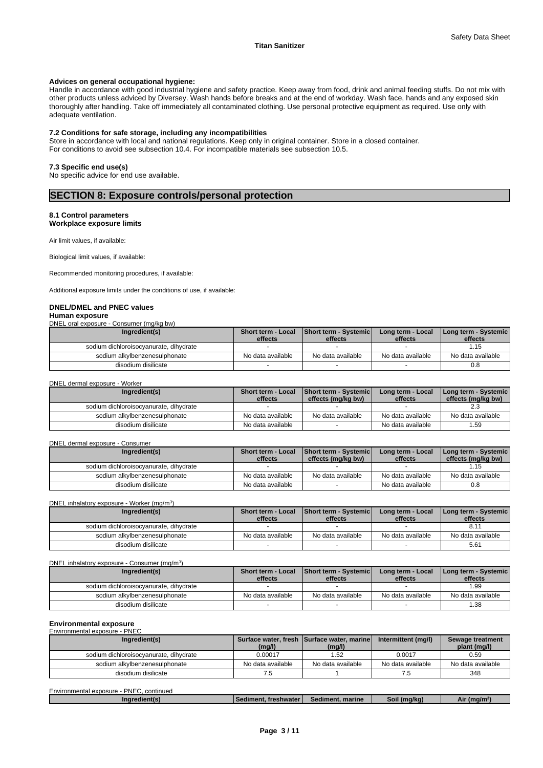**Advices on general occupational hygiene:**
Handle in accordance with good industrial hygiene and safety practice. Keep away from food, drink and animal feeding stuffs. Do not mix with other products unless adviced by Diversey. Wash hands before breaks and at the end of workday. Wash face, hands and any exposed skin thoroughly after handling. Take off immediately all contaminated clothing. Use personal protective equipment as required. Use only with adequate ventilation.

**7.2 Conditions for safe storage, including any incompatibilities**
Store in accordance with local and national regulations. Keep only in original container. Store in a closed container.
For conditions to avoid see subsection 10.4. For incompatible materials see subsection 10.5.

**7.3 Specific end use(s)**
No specific advice for end use available.

## SECTION 8: Exposure controls/personal protection

**8.1 Control parameters**
**Workplace exposure limits**

Air limit values, if available:

Biological limit values, if available:

Recommended monitoring procedures, if available:

Additional exposure limits under the conditions of use, if available:

**DNEL/DMEL and PNEC values**
**Human exposure**
DNEL oral exposure - Consumer (mg/kg bw)

| Ingredient(s) | Short term - Local effects | Short term - Systemic effects | Long term - Local effects | Long term - Systemic effects |
|---|---|---|---|---|
| sodium dichloroisocyanurate, dihydrate | - | - | - | 1.15 |
| sodium alkylbenzenesulphonate | No data available | No data available | No data available | No data available |
| disodium disilicate | - | - | - | 0.8 |

DNEL dermal exposure - Worker

| Ingredient(s) | Short term - Local effects | Short term - Systemic effects (mg/kg bw) | Long term - Local effects | Long term - Systemic effects (mg/kg bw) |
|---|---|---|---|---|
| sodium dichloroisocyanurate, dihydrate | - | - | - | 2.3 |
| sodium alkylbenzenesulphonate | No data available | No data available | No data available | No data available |
| disodium disilicate | No data available | - | No data available | 1.59 |

DNEL dermal exposure - Consumer

| Ingredient(s) | Short term - Local effects | Short term - Systemic effects (mg/kg bw) | Long term - Local effects | Long term - Systemic effects (mg/kg bw) |
|---|---|---|---|---|
| sodium dichloroisocyanurate, dihydrate | - | - | - | 1.15 |
| sodium alkylbenzenesulphonate | No data available | No data available | No data available | No data available |
| disodium disilicate | No data available | - | No data available | 0.8 |

DNEL inhalatory exposure - Worker (mg/m³)

| Ingredient(s) | Short term - Local effects | Short term - Systemic effects | Long term - Local effects | Long term - Systemic effects |
|---|---|---|---|---|
| sodium dichloroisocyanurate, dihydrate | - | - | - | 8.11 |
| sodium alkylbenzenesulphonate | No data available | No data available | No data available | No data available |
| disodium disilicate | - | - | - | 5.61 |

DNEL inhalatory exposure - Consumer (mg/m³)

| Ingredient(s) | Short term - Local effects | Short term - Systemic effects | Long term - Local effects | Long term - Systemic effects |
|---|---|---|---|---|
| sodium dichloroisocyanurate, dihydrate | - | - | - | 1.99 |
| sodium alkylbenzenesulphonate | No data available | No data available | No data available | No data available |
| disodium disilicate | - | - | - | 1.38 |

**Environmental exposure**
Environmental exposure - PNEC

| Ingredient(s) | Surface water, fresh (mg/l) | Surface water, marine (mg/l) | Intermittent (mg/l) | Sewage treatment plant (mg/l) |
|---|---|---|---|---|
| sodium dichloroisocyanurate, dihydrate | 0.00017 | 1.52 | 0.0017 | 0.59 |
| sodium alkylbenzenesulphonate | No data available | No data available | No data available | No data available |
| disodium disilicate | 7.5 | 1 | 7.5 | 348 |

Environmental exposure - PNEC, continued

| Ingredient(s) | Sediment, freshwater | Sediment, marine | Soil (mg/kg) | Air (mg/m³) |
|---|---|---|---|---|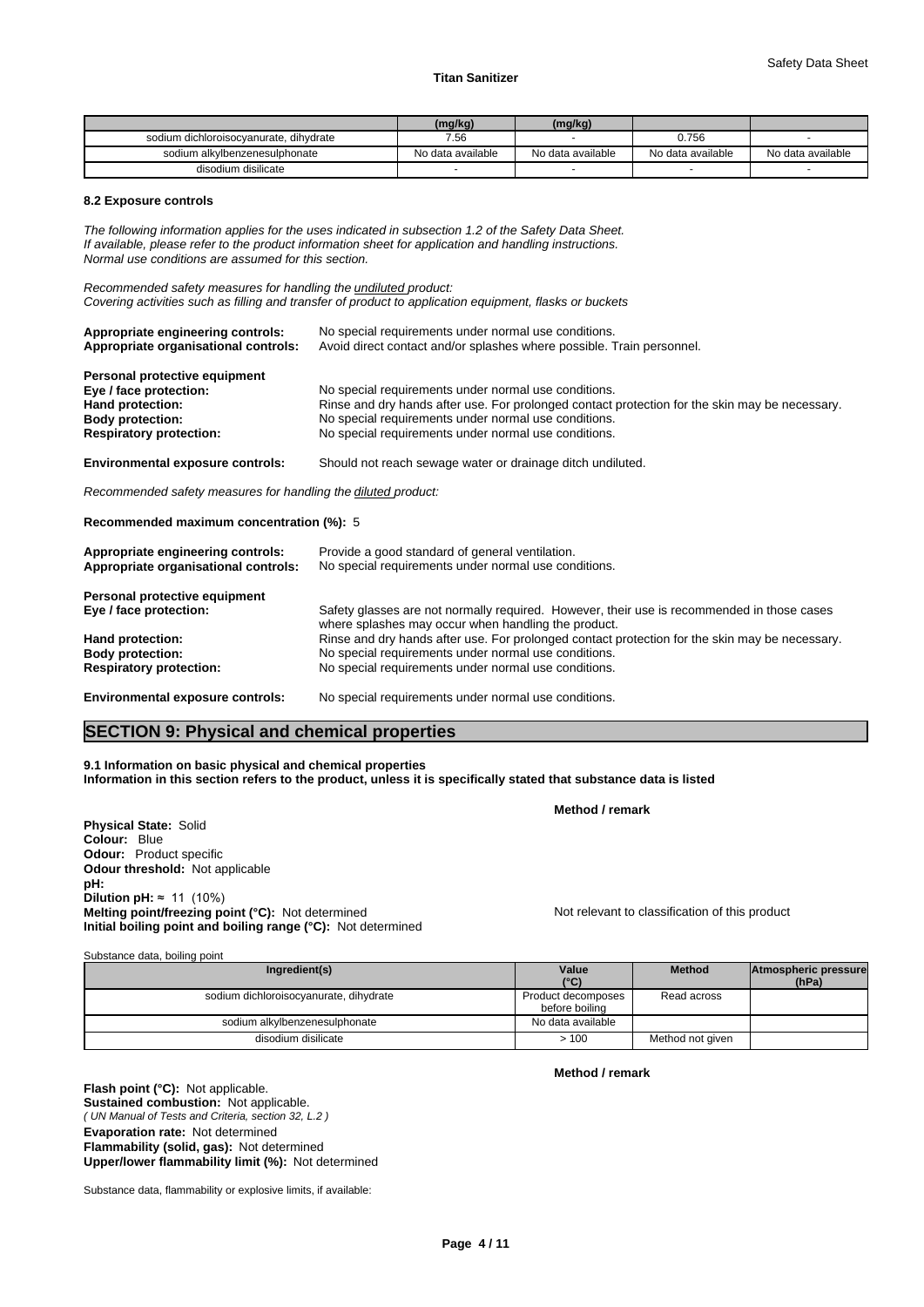| | (mg/kg) | (mg/kg) | | |
|---|---|---|---|---|
| sodium dichloroisocyanurate, dihydrate | 7.56 | - | 0.756 | - |
| sodium alkylbenzenesulphonate | No data available | No data available | No data available | No data available |
| disodium disilicate | - | - | - | - |

#### 8.2 Exposure controls

*The following information applies for the uses indicated in subsection 1.2 of the Safety Data Sheet.*
*If available, please refer to the product information sheet for application and handling instructions.*
*Normal use conditions are assumed for this section.*

*Recommended safety measures for handling the undiluted product:*
*Covering activities such as filling and transfer of product to application equipment, flasks or buckets*

**Appropriate engineering controls:** No special requirements under normal use conditions.
**Appropriate organisational controls:** Avoid direct contact and/or splashes where possible. Train personnel.

**Personal protective equipment**
**Eye / face protection:** No special requirements under normal use conditions.
**Hand protection:** Rinse and dry hands after use. For prolonged contact protection for the skin may be necessary.
**Body protection:** No special requirements under normal use conditions.
**Respiratory protection:** No special requirements under normal use conditions.

**Environmental exposure controls:** Should not reach sewage water or drainage ditch undiluted.

*Recommended safety measures for handling the diluted product:*

**Recommended maximum concentration (%):** 5

**Appropriate engineering controls:** Provide a good standard of general ventilation.
**Appropriate organisational controls:** No special requirements under normal use conditions.

**Personal protective equipment**
**Eye / face protection:** Safety glasses are not normally required. However, their use is recommended in those cases where splashes may occur when handling the product.
**Hand protection:** Rinse and dry hands after use. For prolonged contact protection for the skin may be necessary.
**Body protection:** No special requirements under normal use conditions.
**Respiratory protection:** No special requirements under normal use conditions.

**Environmental exposure controls:** No special requirements under normal use conditions.

## SECTION 9: Physical and chemical properties

**9.1 Information on basic physical and chemical properties**
**Information in this section refers to the product, unless it is specifically stated that substance data is listed**

**Method / remark**

**Physical State:** Solid
**Colour:** Blue
**Odour:** Product specific
**Odour threshold:** Not applicable
**pH:**
**Dilution pH:** ≈ 11 (10%)
**Melting point/freezing point (°C):** Not determined — Not relevant to classification of this product
**Initial boiling point and boiling range (°C):** Not determined

Substance data, boiling point

| Ingredient(s) | Value (°C) | Method | Atmospheric pressure (hPa) |
|---|---|---|---|
| sodium dichloroisocyanurate, dihydrate | Product decomposes before boiling | Read across | |
| sodium alkylbenzenesulphonate | No data available | | |
| disodium disilicate | > 100 | Method not given | |

**Method / remark**

**Flash point (°C):** Not applicable.
**Sustained combustion:** Not applicable.
*( UN Manual of Tests and Criteria, section 32, L.2 )*
**Evaporation rate:** Not determined
**Flammability (solid, gas):** Not determined
**Upper/lower flammability limit (%):** Not determined

Substance data, flammability or explosive limits, if available: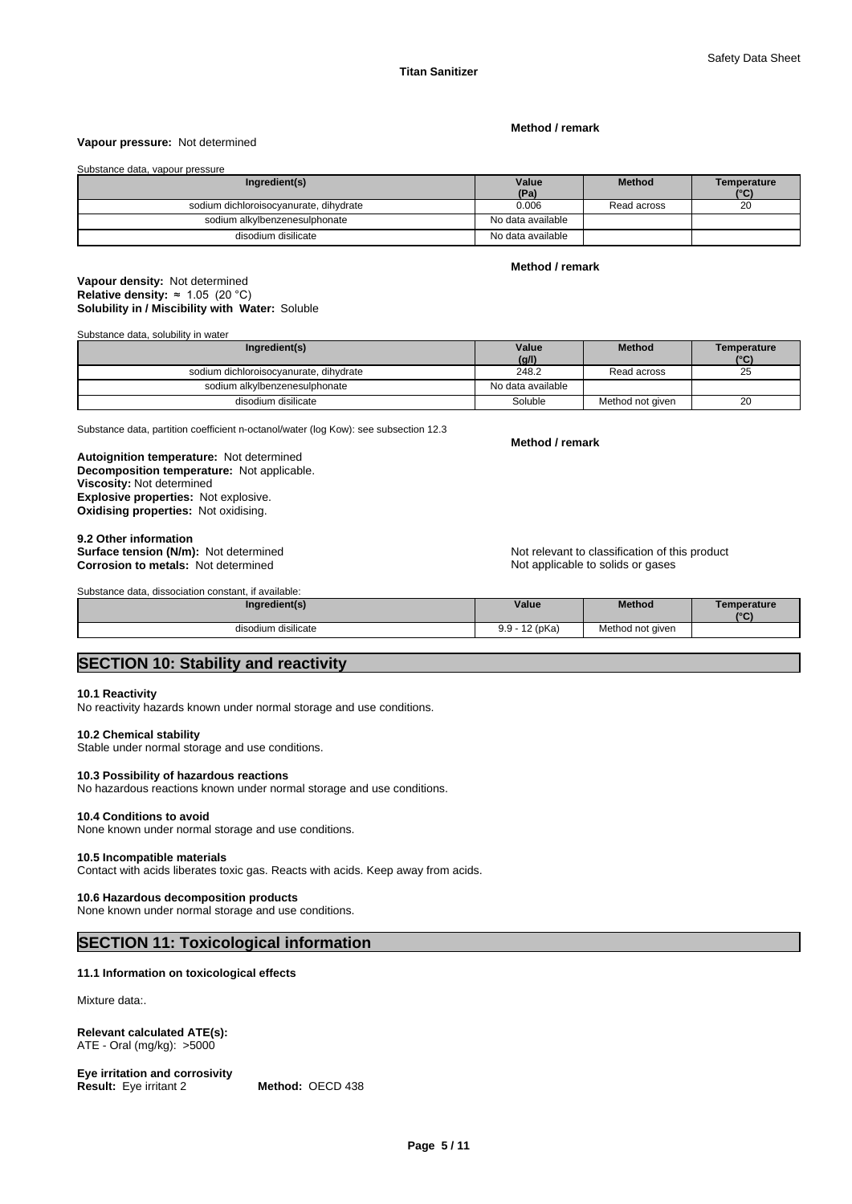**Method / remark**

**Vapour pressure:** Not determined

Substance data, vapour pressure

| Ingredient(s) | Value (Pa) | Method | Temperature (°C) |
|---|---|---|---|
| sodium dichloroisocyanurate, dihydrate | 0.006 | Read across | 20 |
| sodium alkylbenzenesulphonate | No data available | | |
| disodium disilicate | No data available | | |

**Method / remark**

**Vapour density:** Not determined
**Relative density:** ≈ 1.05 (20 °C)
**Solubility in / Miscibility with Water:** Soluble

Substance data, solubility in water

| Ingredient(s) | Value (g/l) | Method | Temperature (°C) |
|---|---|---|---|
| sodium dichloroisocyanurate, dihydrate | 248.2 | Read across | 25 |
| sodium alkylbenzenesulphonate | No data available | | |
| disodium disilicate | Soluble | Method not given | 20 |

Substance data, partition coefficient n-octanol/water (log Kow): see subsection 12.3

**Method / remark**

**Autoignition temperature:** Not determined
**Decomposition temperature:** Not applicable.
**Viscosity:** Not determined
**Explosive properties:** Not explosive.
**Oxidising properties:** Not oxidising.

**9.2 Other information**
**Surface tension (N/m):** Not determined — Not relevant to classification of this product
**Corrosion to metals:** Not determined — Not applicable to solids or gases

Substance data, dissociation constant, if available:

| Ingredient(s) | Value | Method | Temperature (°C) |
|---|---|---|---|
| disodium disilicate | 9.9 - 12 (pKa) | Method not given | |

## SECTION 10: Stability and reactivity

**10.1 Reactivity**
No reactivity hazards known under normal storage and use conditions.

**10.2 Chemical stability**
Stable under normal storage and use conditions.

**10.3 Possibility of hazardous reactions**
No hazardous reactions known under normal storage and use conditions.

**10.4 Conditions to avoid**
None known under normal storage and use conditions.

**10.5 Incompatible materials**
Contact with acids liberates toxic gas. Reacts with acids. Keep away from acids.

**10.6 Hazardous decomposition products**
None known under normal storage and use conditions.

## SECTION 11: Toxicological information

**11.1 Information on toxicological effects**

Mixture data:.

**Relevant calculated ATE(s):**
ATE - Oral (mg/kg): >5000

**Eye irritation and corrosivity**
**Result:** Eye irritant 2 **Method:** OECD 438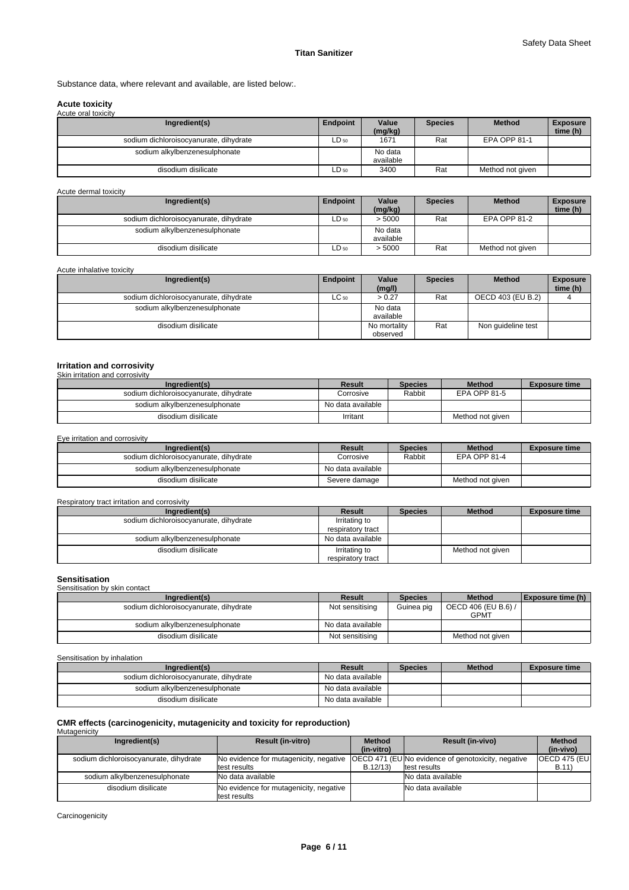Substance data, where relevant and available, are listed below:.

## Acute toxicity

Acute oral toxicity

| Ingredient(s) | Endpoint | Value (mg/kg) | Species | Method | Exposure time (h) |
|---|---|---|---|---|---|
| sodium dichloroisocyanurate, dihydrate | $LD_{50}$ | 1671 | Rat | EPA OPP 81-1 | |
| sodium alkylbenzenesulphonate | | No data available | | | |
| disodium disilicate | $LD_{50}$ | 3400 | Rat | Method not given | |

Acute dermal toxicity

| Ingredient(s) | Endpoint | Value (mg/kg) | Species | Method | Exposure time (h) |
|---|---|---|---|---|---|
| sodium dichloroisocyanurate, dihydrate | $LD_{50}$ | > 5000 | Rat | EPA OPP 81-2 | |
| sodium alkylbenzenesulphonate | | No data available | | | |
| disodium disilicate | $LD_{50}$ | > 5000 | Rat | Method not given | |

Acute inhalative toxicity

| Ingredient(s) | Endpoint | Value (mg/l) | Species | Method | Exposure time (h) |
|---|---|---|---|---|---|
| sodium dichloroisocyanurate, dihydrate | $LC_{50}$ | > 0.27 | Rat | OECD 403 (EU B.2) | 4 |
| sodium alkylbenzenesulphonate | | No data available | | | |
| disodium disilicate | | No mortality observed | Rat | Non guideline test | |

## Irritation and corrosivity

Skin irritation and corrosivity

| Ingredient(s) | Result | Species | Method | Exposure time |
|---|---|---|---|---|
| sodium dichloroisocyanurate, dihydrate | Corrosive | Rabbit | EPA OPP 81-5 | |
| sodium alkylbenzenesulphonate | No data available | | | |
| disodium disilicate | Irritant | | Method not given | |

Eye irritation and corrosivity

| Ingredient(s) | Result | Species | Method | Exposure time |
|---|---|---|---|---|
| sodium dichloroisocyanurate, dihydrate | Corrosive | Rabbit | EPA OPP 81-4 | |
| sodium alkylbenzenesulphonate | No data available | | | |
| disodium disilicate | Severe damage | | Method not given | |

Respiratory tract irritation and corrosivity

| Ingredient(s) | Result | Species | Method | Exposure time |
|---|---|---|---|---|
| sodium dichloroisocyanurate, dihydrate | Irritating to respiratory tract | | | |
| sodium alkylbenzenesulphonate | No data available | | | |
| disodium disilicate | Irritating to respiratory tract | | Method not given | |

## Sensitisation

Sensitisation by skin contact

| Ingredient(s) | Result | Species | Method | Exposure time (h) |
|---|---|---|---|---|
| sodium dichloroisocyanurate, dihydrate | Not sensitising | Guinea pig | OECD 406 (EU B.6) / GPMT | |
| sodium alkylbenzenesulphonate | No data available | | | |
| disodium disilicate | Not sensitising | | Method not given | |

Sensitisation by inhalation

| Ingredient(s) | Result | Species | Method | Exposure time |
|---|---|---|---|---|
| sodium dichloroisocyanurate, dihydrate | No data available | | | |
| sodium alkylbenzenesulphonate | No data available | | | |
| disodium disilicate | No data available | | | |

## CMR effects (carcinogenicity, mutagenicity and toxicity for reproduction)

Mutagenicity

| Ingredient(s) | Result (in-vitro) | Method (in-vitro) | Result (in-vivo) | Method (in-vivo) |
|---|---|---|---|---|
| sodium dichloroisocyanurate, dihydrate | No evidence for mutagenicity, negative test results | OECD 471 (EU B.12/13) | No evidence of genotoxicity, negative test results | OECD 475 (EU B.11) |
| sodium alkylbenzenesulphonate | No data available | | No data available | |
| disodium disilicate | No evidence for mutagenicity, negative test results | | No data available | |

Carcinogenicity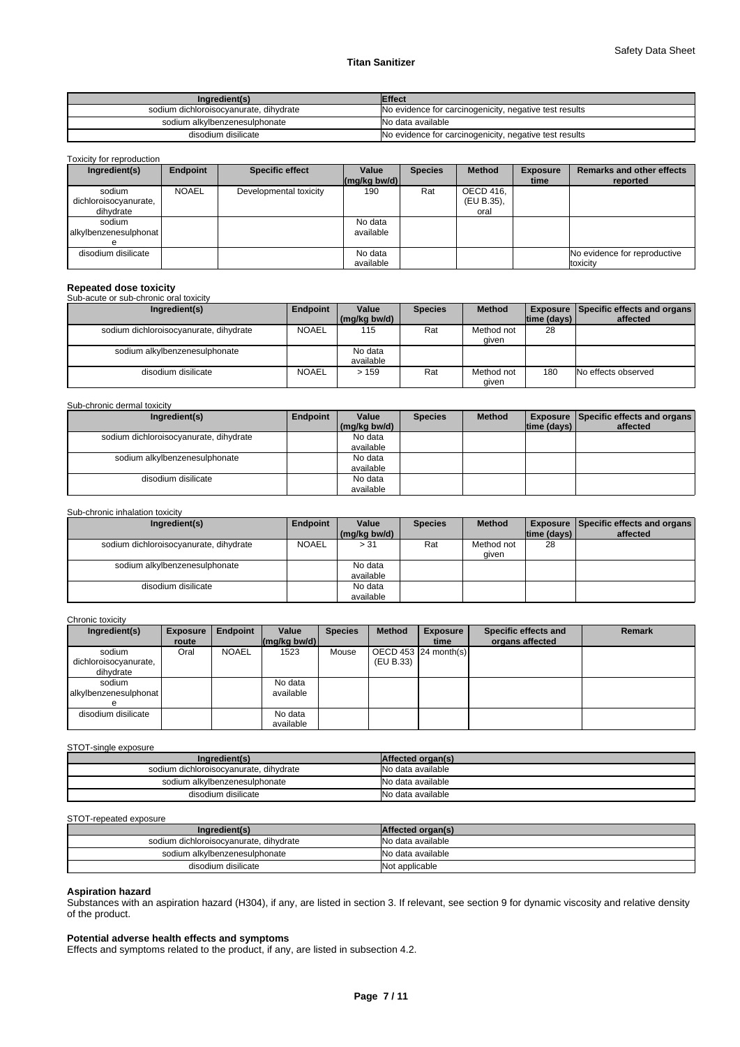| Ingredient(s) | Effect |
| --- | --- |
| sodium dichloroisocyanurate, dihydrate | No evidence for carcinogenicity, negative test results |
| sodium alkylbenzenesulphonate | No data available |
| disodium disilicate | No evidence for carcinogenicity, negative test results |

Toxicity for reproduction

| Ingredient(s) | Endpoint | Specific effect | Value (mg/kg bw/d) | Species | Method | Exposure time | Remarks and other effects reported |
| --- | --- | --- | --- | --- | --- | --- | --- |
| sodium dichloroisocyanurate, dihydrate | NOAEL | Developmental toxicity | 190 | Rat | OECD 416, (EU B.35), oral | | |
| sodium alkylbenzenesulphonate | | | No data available | | | | |
| disodium disilicate | | | No data available | | | | No evidence for reproductive toxicity |

**Repeated dose toxicity**

Sub-acute or sub-chronic oral toxicity

| Ingredient(s) | Endpoint | Value (mg/kg bw/d) | Species | Method | Exposure time (days) | Specific effects and organs affected |
| --- | --- | --- | --- | --- | --- | --- |
| sodium dichloroisocyanurate, dihydrate | NOAEL | 115 | Rat | Method not given | 28 | |
| sodium alkylbenzenesulphonate | | No data available | | | | |
| disodium disilicate | NOAEL | > 159 | Rat | Method not given | 180 | No effects observed |

Sub-chronic dermal toxicity

| Ingredient(s) | Endpoint | Value (mg/kg bw/d) | Species | Method | Exposure time (days) | Specific effects and organs affected |
| --- | --- | --- | --- | --- | --- | --- |
| sodium dichloroisocyanurate, dihydrate | | No data available | | | | |
| sodium alkylbenzenesulphonate | | No data available | | | | |
| disodium disilicate | | No data available | | | | |

Sub-chronic inhalation toxicity

| Ingredient(s) | Endpoint | Value (mg/kg bw/d) | Species | Method | Exposure time (days) | Specific effects and organs affected |
| --- | --- | --- | --- | --- | --- | --- |
| sodium dichloroisocyanurate, dihydrate | NOAEL | > 31 | Rat | Method not given | 28 | |
| sodium alkylbenzenesulphonate | | No data available | | | | |
| disodium disilicate | | No data available | | | | |

Chronic toxicity

| Ingredient(s) | Exposure route | Endpoint | Value (mg/kg bw/d) | Species | Method | Exposure time | Specific effects and organs affected | Remark |
| --- | --- | --- | --- | --- | --- | --- | --- | --- |
| sodium dichloroisocyanurate, dihydrate | Oral | NOAEL | 1523 | Mouse | OECD 453 (EU B.33) | 24 month(s) | | |
| sodium alkylbenzenesulphonate | | | No data available | | | | | |
| disodium disilicate | | | No data available | | | | | |

STOT-single exposure

| Ingredient(s) | Affected organ(s) |
| --- | --- |
| sodium dichloroisocyanurate, dihydrate | No data available |
| sodium alkylbenzenesulphonate | No data available |
| disodium disilicate | No data available |

STOT-repeated exposure

| Ingredient(s) | Affected organ(s) |
| --- | --- |
| sodium dichloroisocyanurate, dihydrate | No data available |
| sodium alkylbenzenesulphonate | No data available |
| disodium disilicate | Not applicable |

**Aspiration hazard**

Substances with an aspiration hazard (H304), if any, are listed in section 3. If relevant, see section 9 for dynamic viscosity and relative density of the product.

**Potential adverse health effects and symptoms**

Effects and symptoms related to the product, if any, are listed in subsection 4.2.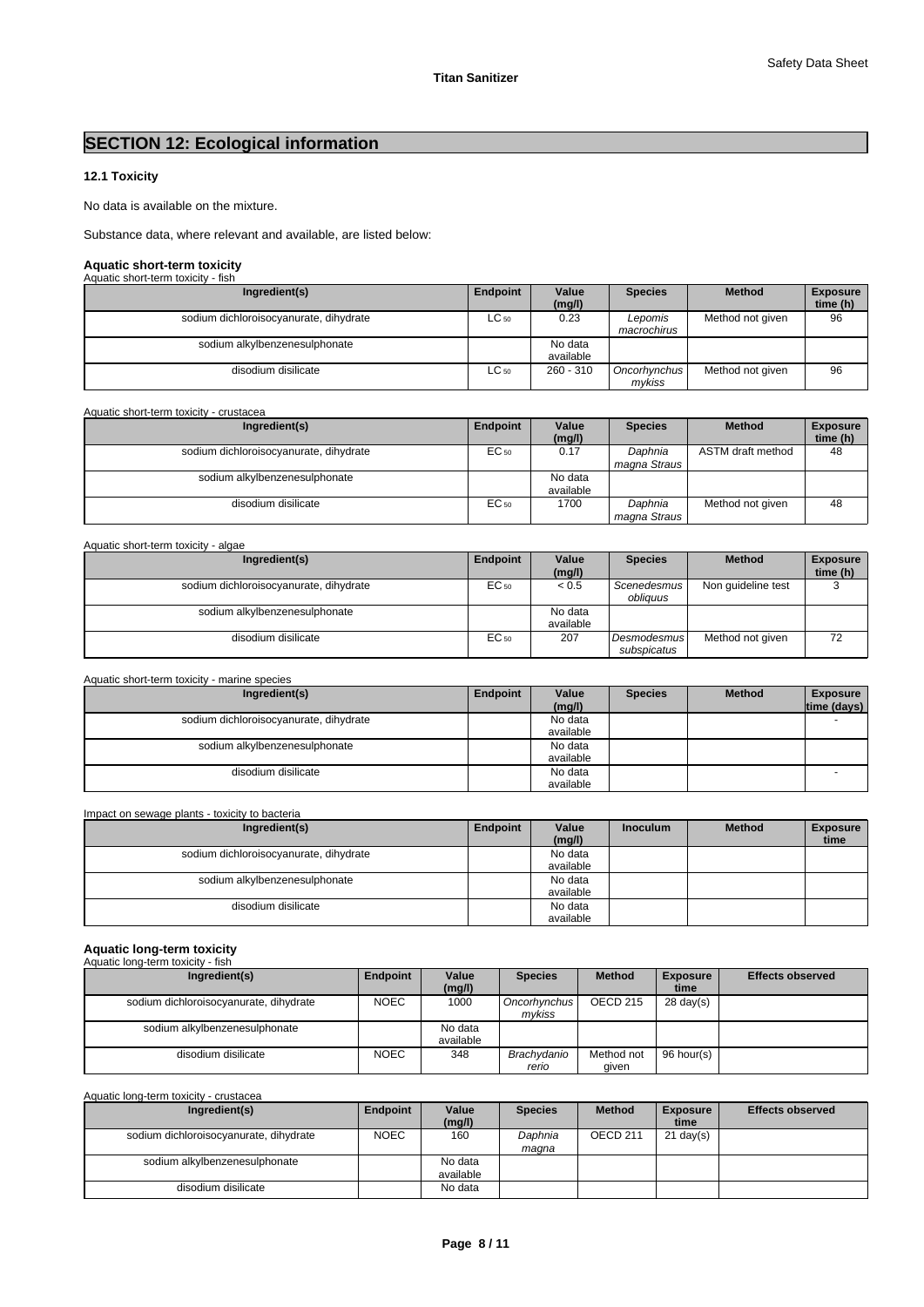# SECTION 12: Ecological information

### 12.1 Toxicity

No data is available on the mixture.

Substance data, where relevant and available, are listed below:

#### Aquatic short-term toxicity

Aquatic short-term toxicity - fish

| Ingredient(s) | Endpoint | Value (mg/l) | Species | Method | Exposure time (h) |
|---|---|---|---|---|---|
| sodium dichloroisocyanurate, dihydrate | $LC_{50}$ | 0.23 | *Lepomis macrochirus* | Method not given | 96 |
| sodium alkylbenzenesulphonate | | No data available | | | |
| disodium disilicate | $LC_{50}$ | 260 - 310 | *Oncorhynchus mykiss* | Method not given | 96 |

Aquatic short-term toxicity - crustacea

| Ingredient(s) | Endpoint | Value (mg/l) | Species | Method | Exposure time (h) |
|---|---|---|---|---|---|
| sodium dichloroisocyanurate, dihydrate | $EC_{50}$ | 0.17 | *Daphnia magna Straus* | ASTM draft method | 48 |
| sodium alkylbenzenesulphonate | | No data available | | | |
| disodium disilicate | $EC_{50}$ | 1700 | *Daphnia magna Straus* | Method not given | 48 |

Aquatic short-term toxicity - algae

| Ingredient(s) | Endpoint | Value (mg/l) | Species | Method | Exposure time (h) |
|---|---|---|---|---|---|
| sodium dichloroisocyanurate, dihydrate | $EC_{50}$ | < 0.5 | *Scenedesmus obliquus* | Non guideline test | 3 |
| sodium alkylbenzenesulphonate | | No data available | | | |
| disodium disilicate | $EC_{50}$ | 207 | *Desmodesmus subspicatus* | Method not given | 72 |

Aquatic short-term toxicity - marine species

| Ingredient(s) | Endpoint | Value (mg/l) | Species | Method | Exposure time (days) |
|---|---|---|---|---|---|
| sodium dichloroisocyanurate, dihydrate | | No data available | | | - |
| sodium alkylbenzenesulphonate | | No data available | | | |
| disodium disilicate | | No data available | | | - |

Impact on sewage plants - toxicity to bacteria

| Ingredient(s) | Endpoint | Value (mg/l) | Inoculum | Method | Exposure time |
|---|---|---|---|---|---|
| sodium dichloroisocyanurate, dihydrate | | No data available | | | |
| sodium alkylbenzenesulphonate | | No data available | | | |
| disodium disilicate | | No data available | | | |

#### Aquatic long-term toxicity

Aquatic long-term toxicity - fish

| Ingredient(s) | Endpoint | Value (mg/l) | Species | Method | Exposure time | Effects observed |
|---|---|---|---|---|---|---|
| sodium dichloroisocyanurate, dihydrate | NOEC | 1000 | *Oncorhynchus mykiss* | OECD 215 | 28 day(s) | |
| sodium alkylbenzenesulphonate | | No data available | | | | |
| disodium disilicate | NOEC | 348 | *Brachydanio rerio* | Method not given | 96 hour(s) | |

Aquatic long-term toxicity - crustacea

| Ingredient(s) | Endpoint | Value (mg/l) | Species | Method | Exposure time | Effects observed |
|---|---|---|---|---|---|---|
| sodium dichloroisocyanurate, dihydrate | NOEC | 160 | *Daphnia magna* | OECD 211 | 21 day(s) | |
| sodium alkylbenzenesulphonate | | No data available | | | | |
| disodium disilicate | | No data | | | | |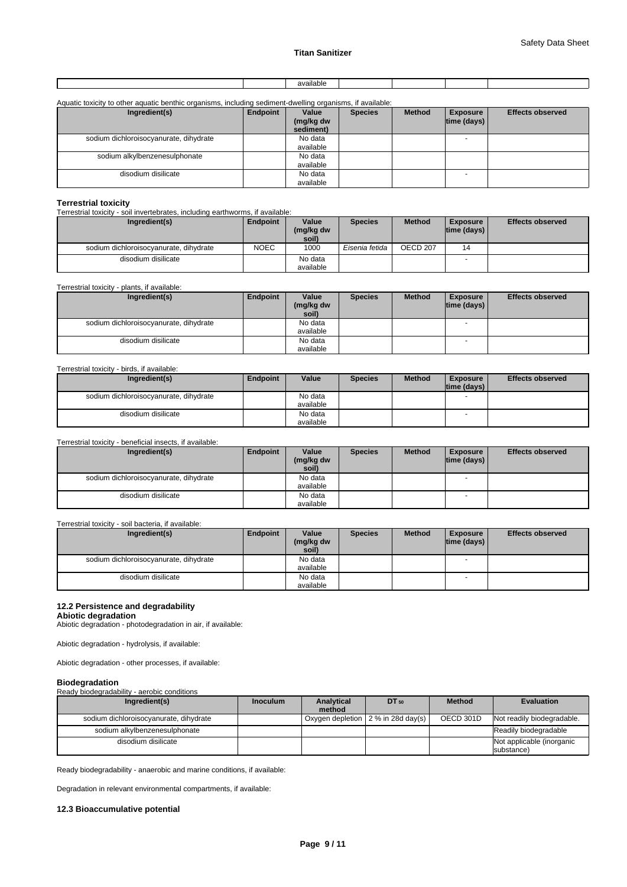| | | available | | | | |
|---|---|---|---|---|---|---|

Aquatic toxicity to other aquatic benthic organisms, including sediment-dwelling organisms, if available:

| Ingredient(s) | Endpoint | Value (mg/kg dw sediment) | Species | Method | Exposure time (days) | Effects observed |
|---|---|---|---|---|---|---|
| sodium dichloroisocyanurate, dihydrate | | No data available | | | - | |
| sodium alkylbenzenesulphonate | | No data available | | | | |
| disodium disilicate | | No data available | | | - | |

**Terrestrial toxicity**

Terrestrial toxicity - soil invertebrates, including earthworms, if available:

| Ingredient(s) | Endpoint | Value (mg/kg dw soil) | Species | Method | Exposure time (days) | Effects observed |
|---|---|---|---|---|---|---|
| sodium dichloroisocyanurate, dihydrate | NOEC | 1000 | *Eisenia fetida* | OECD 207 | 14 | |
| disodium disilicate | | No data available | | | - | |

Terrestrial toxicity - plants, if available:

| Ingredient(s) | Endpoint | Value (mg/kg dw soil) | Species | Method | Exposure time (days) | Effects observed |
|---|---|---|---|---|---|---|
| sodium dichloroisocyanurate, dihydrate | | No data available | | | - | |
| disodium disilicate | | No data available | | | - | |

Terrestrial toxicity - birds, if available:

| Ingredient(s) | Endpoint | Value | Species | Method | Exposure time (days) | Effects observed |
|---|---|---|---|---|---|---|
| sodium dichloroisocyanurate, dihydrate | | No data available | | | - | |
| disodium disilicate | | No data available | | | - | |

Terrestrial toxicity - beneficial insects, if available:

| Ingredient(s) | Endpoint | Value (mg/kg dw soil) | Species | Method | Exposure time (days) | Effects observed |
|---|---|---|---|---|---|---|
| sodium dichloroisocyanurate, dihydrate | | No data available | | | - | |
| disodium disilicate | | No data available | | | - | |

Terrestrial toxicity - soil bacteria, if available:

| Ingredient(s) | Endpoint | Value (mg/kg dw soil) | Species | Method | Exposure time (days) | Effects observed |
|---|---|---|---|---|---|---|
| sodium dichloroisocyanurate, dihydrate | | No data available | | | - | |
| disodium disilicate | | No data available | | | - | |

### 12.2 Persistence and degradability

**Abiotic degradation**

Abiotic degradation - photodegradation in air, if available:

Abiotic degradation - hydrolysis, if available:

Abiotic degradation - other processes, if available:

**Biodegradation**

Ready biodegradability - aerobic conditions

| Ingredient(s) | Inoculum | Analytical method | $DT_{50}$ | Method | Evaluation |
|---|---|---|---|---|---|
| sodium dichloroisocyanurate, dihydrate | | Oxygen depletion | 2 % in 28d day(s) | OECD 301D | Not readily biodegradable. |
| sodium alkylbenzenesulphonate | | | | | Readily biodegradable |
| disodium disilicate | | | | | Not applicable (inorganic substance) |

Ready biodegradability - anaerobic and marine conditions, if available:

Degradation in relevant environmental compartments, if available:

### 12.3 Bioaccumulative potential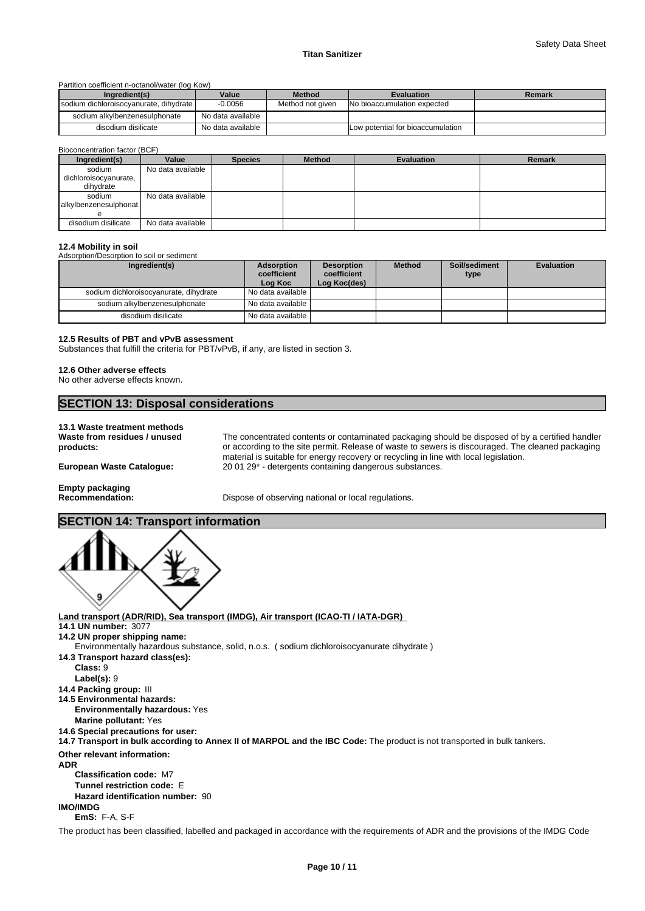Partition coefficient n-octanol/water (log Kow)

| Ingredient(s) | Value | Method | Evaluation | Remark |
|---|---|---|---|---|
| sodium dichloroisocyanurate, dihydrate | -0.0056 | Method not given | No bioaccumulation expected | |
| sodium alkylbenzenesulphonate | No data available | | | |
| disodium disilicate | No data available | | Low potential for bioaccumulation | |

Bioconcentration factor (BCF)

| Ingredient(s) | Value | Species | Method | Evaluation | Remark |
|---|---|---|---|---|---|
| sodium dichloroisocyanurate, dihydrate | No data available | | | | |
| sodium alkylbenzenesulphonate | No data available | | | | |
| disodium disilicate | No data available | | | | |

**12.4 Mobility in soil**

Adsorption/Desorption to soil or sediment

| Ingredient(s) | Adsorption coefficient Log Koc | Desorption coefficient Log Koc(des) | Method | Soil/sediment type | Evaluation |
|---|---|---|---|---|---|
| sodium dichloroisocyanurate, dihydrate | No data available | | | | |
| sodium alkylbenzenesulphonate | No data available | | | | |
| disodium disilicate | No data available | | | | |

**12.5 Results of PBT and vPvB assessment**

Substances that fulfill the criteria for PBT/vPvB, if any, are listed in section 3.

**12.6 Other adverse effects**

No other adverse effects known.

## SECTION 13: Disposal considerations

**13.1 Waste treatment methods**

**Waste from residues / unused products:** The concentrated contents or contaminated packaging should be disposed of by a certified handler or according to the site permit. Release of waste to sewers is discouraged. The cleaned packaging material is suitable for energy recovery or recycling in line with local legislation.

**European Waste Catalogue:** 20 01 29* - detergents containing dangerous substances.

**Empty packaging**

**Recommendation:** Dispose of observing national or local regulations.

## SECTION 14: Transport information

**Land transport (ADR/RID), Sea transport (IMDG), Air transport (ICAO-TI / IATA-DGR)**

**14.1 UN number:** 3077

**14.2 UN proper shipping name:**

Environmentally hazardous substance, solid, n.o.s. ( sodium dichloroisocyanurate dihydrate )

**14.3 Transport hazard class(es):**

**Class:** 9

**Label(s):** 9

**14.4 Packing group:** III

**14.5 Environmental hazards:**

**Environmentally hazardous:** Yes

**Marine pollutant:** Yes

**14.6 Special precautions for user:**

**14.7 Transport in bulk according to Annex II of MARPOL and the IBC Code:** The product is not transported in bulk tankers.

**Other relevant information:**

**ADR**

**Classification code:** M7

**Tunnel restriction code:** E

**Hazard identification number:** 90

**IMO/IMDG**

**EmS:** F-A, S-F

The product has been classified, labelled and packaged in accordance with the requirements of ADR and the provisions of the IMDG Code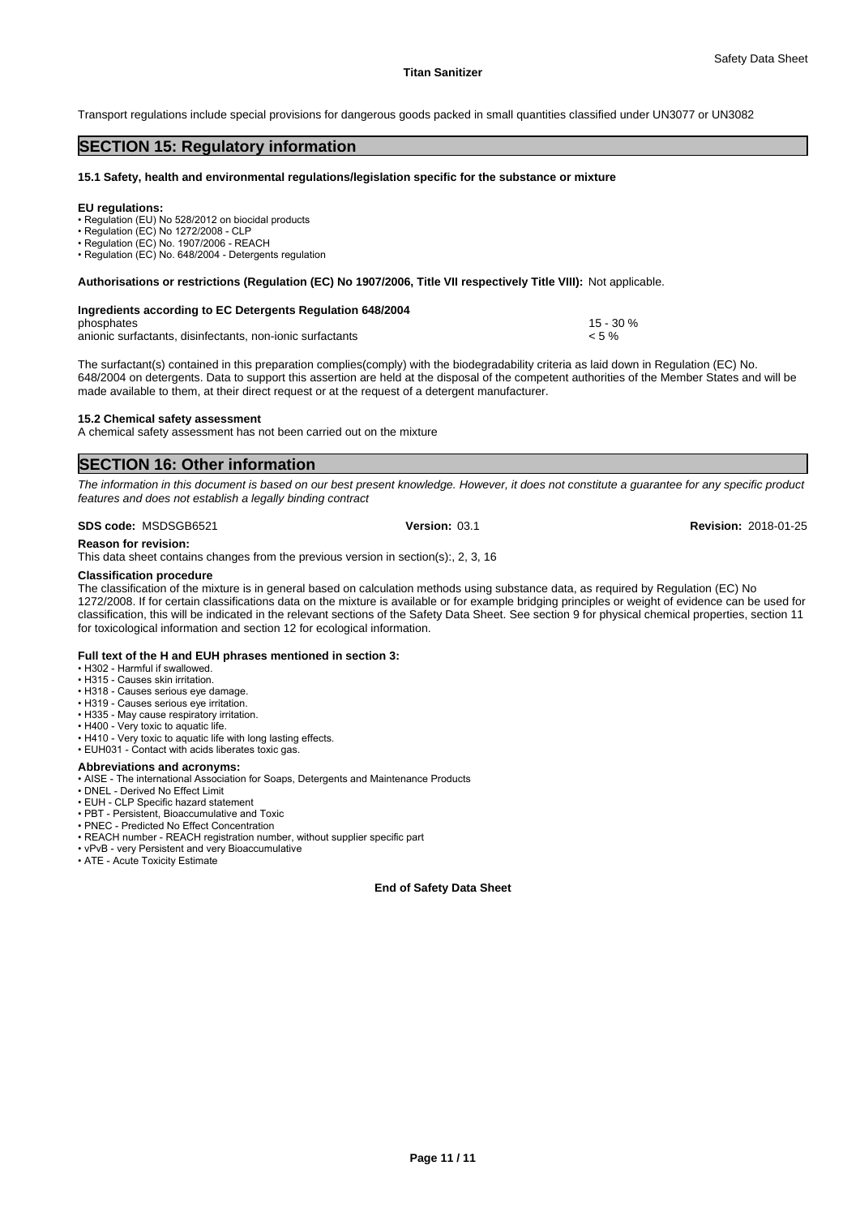Transport regulations include special provisions for dangerous goods packed in small quantities classified under UN3077 or UN3082

## SECTION 15: Regulatory information

### 15.1 Safety, health and environmental regulations/legislation specific for the substance or mixture

**EU regulations:**

- Regulation (EU) No 528/2012 on biocidal products
- Regulation (EC) No 1272/2008 - CLP
- Regulation (EC) No. 1907/2006 - REACH
- Regulation (EC) No. 648/2004 - Detergents regulation

**Authorisations or restrictions (Regulation (EC) No 1907/2006, Title VII respectively Title VIII):** Not applicable.

**Ingredients according to EC Detergents Regulation 648/2004**

| | |
|---|---|
| phosphates | 15 - 30 % |
| anionic surfactants, disinfectants, non-ionic surfactants | < 5 % |

The surfactant(s) contained in this preparation complies(comply) with the biodegradability criteria as laid down in Regulation (EC) No. 648/2004 on detergents. Data to support this assertion are held at the disposal of the competent authorities of the Member States and will be made available to them, at their direct request or at the request of a detergent manufacturer.

### 15.2 Chemical safety assessment

A chemical safety assessment has not been carried out on the mixture

## SECTION 16: Other information

*The information in this document is based on our best present knowledge. However, it does not constitute a guarantee for any specific product features and does not establish a legally binding contract*

**SDS code:** MSDSGB6521 **Version:** 03.1 **Revision:** 2018-01-25

**Reason for revision:**

This data sheet contains changes from the previous version in section(s):, 2, 3, 16

**Classification procedure**

The classification of the mixture is in general based on calculation methods using substance data, as required by Regulation (EC) No 1272/2008. If for certain classifications data on the mixture is available or for example bridging principles or weight of evidence can be used for classification, this will be indicated in the relevant sections of the Safety Data Sheet. See section 9 for physical chemical properties, section 11 for toxicological information and section 12 for ecological information.

**Full text of the H and EUH phrases mentioned in section 3:**

- H302 - Harmful if swallowed.
- H315 - Causes skin irritation.
- H318 - Causes serious eye damage.
- H319 - Causes serious eye irritation.
- H335 - May cause respiratory irritation.
- H400 - Very toxic to aquatic life.
- H410 - Very toxic to aquatic life with long lasting effects.
- EUH031 - Contact with acids liberates toxic gas.

**Abbreviations and acronyms:**

- AISE - The international Association for Soaps, Detergents and Maintenance Products
- DNEL - Derived No Effect Limit
- EUH - CLP Specific hazard statement
- PBT - Persistent, Bioaccumulative and Toxic
- PNEC - Predicted No Effect Concentration
- REACH number - REACH registration number, without supplier specific part
- vPvB - very Persistent and very Bioaccumulative
- ATE - Acute Toxicity Estimate

**End of Safety Data Sheet**